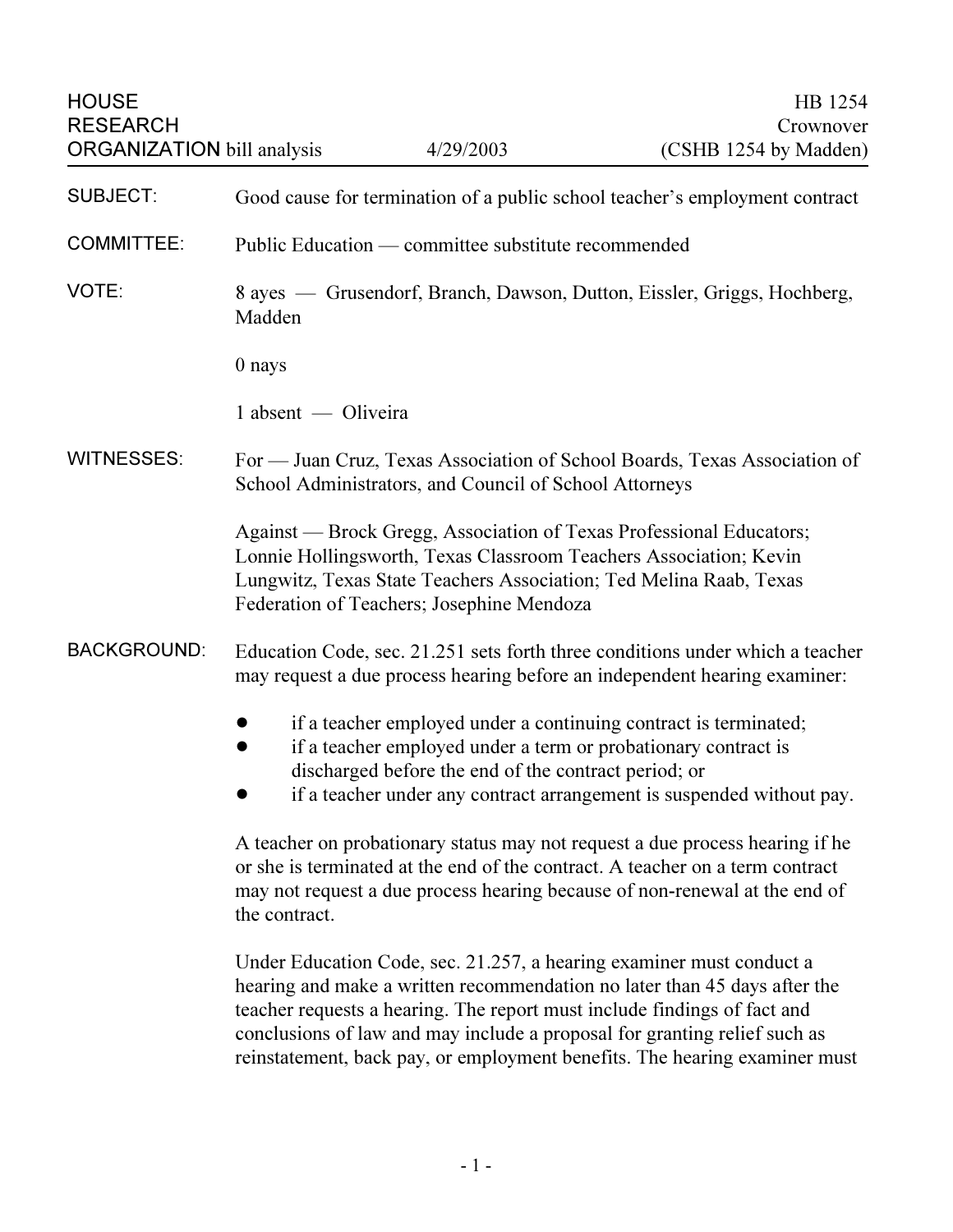HOUSE RESEARCH ORGANIZATION bill analysis — 4/29/2003

HB 1254
Crownover
(CSHB 1254 by Madden)

**SUBJECT:** Good cause for termination of a public school teacher's employment contract

**COMMITTEE:** Public Education — committee substitute recommended

**VOTE:** 8 ayes — Grusendorf, Branch, Dawson, Dutton, Eissler, Griggs, Hochberg, Madden

0 nays

1 absent — Oliveira

**WITNESSES:** For — Juan Cruz, Texas Association of School Boards, Texas Association of School Administrators, and Council of School Attorneys

Against — Brock Gregg, Association of Texas Professional Educators; Lonnie Hollingsworth, Texas Classroom Teachers Association; Kevin Lungwitz, Texas State Teachers Association; Ted Melina Raab, Texas Federation of Teachers; Josephine Mendoza

**BACKGROUND:** Education Code, sec. 21.251 sets forth three conditions under which a teacher may request a due process hearing before an independent hearing examiner:

- if a teacher employed under a continuing contract is terminated;
- if a teacher employed under a term or probationary contract is discharged before the end of the contract period; or
- if a teacher under any contract arrangement is suspended without pay.

A teacher on probationary status may not request a due process hearing if he or she is terminated at the end of the contract. A teacher on a term contract may not request a due process hearing because of non-renewal at the end of the contract.

Under Education Code, sec. 21.257, a hearing examiner must conduct a hearing and make a written recommendation no later than 45 days after the teacher requests a hearing. The report must include findings of fact and conclusions of law and may include a proposal for granting relief such as reinstatement, back pay, or employment benefits. The hearing examiner must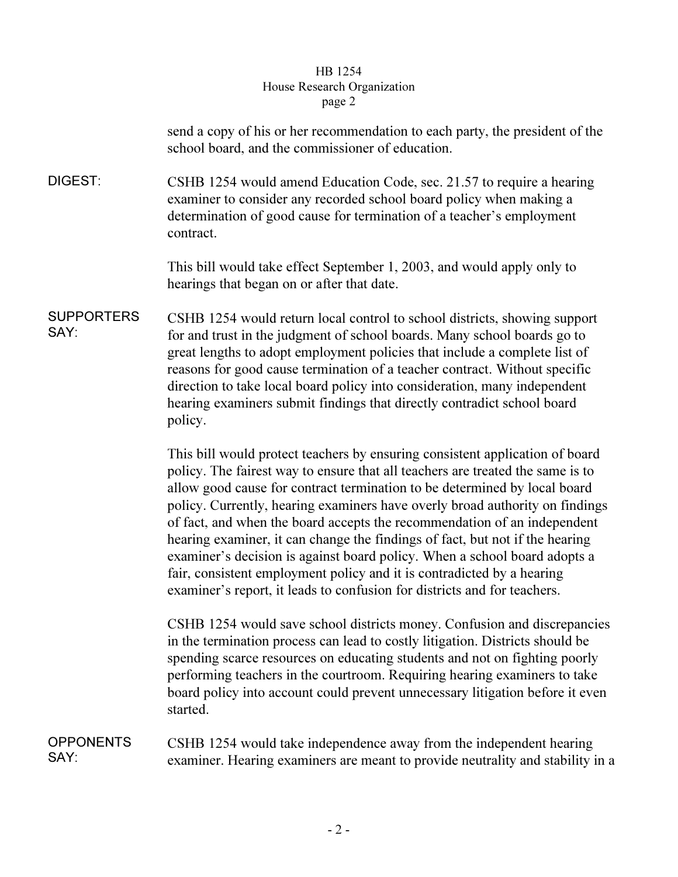send a copy of his or her recommendation to each party, the president of the school board, and the commissioner of education.

**DIGEST:** CSHB 1254 would amend Education Code, sec. 21.57 to require a hearing examiner to consider any recorded school board policy when making a determination of good cause for termination of a teacher's employment contract.

This bill would take effect September 1, 2003, and would apply only to hearings that began on or after that date.

**SUPPORTERS SAY:** CSHB 1254 would return local control to school districts, showing support for and trust in the judgment of school boards. Many school boards go to great lengths to adopt employment policies that include a complete list of reasons for good cause termination of a teacher contract. Without specific direction to take local board policy into consideration, many independent hearing examiners submit findings that directly contradict school board policy.

This bill would protect teachers by ensuring consistent application of board policy. The fairest way to ensure that all teachers are treated the same is to allow good cause for contract termination to be determined by local board policy. Currently, hearing examiners have overly broad authority on findings of fact, and when the board accepts the recommendation of an independent hearing examiner, it can change the findings of fact, but not if the hearing examiner's decision is against board policy. When a school board adopts a fair, consistent employment policy and it is contradicted by a hearing examiner's report, it leads to confusion for districts and for teachers.

CSHB 1254 would save school districts money. Confusion and discrepancies in the termination process can lead to costly litigation. Districts should be spending scarce resources on educating students and not on fighting poorly performing teachers in the courtroom. Requiring hearing examiners to take board policy into account could prevent unnecessary litigation before it even started.

**OPPONENTS SAY:** CSHB 1254 would take independence away from the independent hearing examiner. Hearing examiners are meant to provide neutrality and stability in a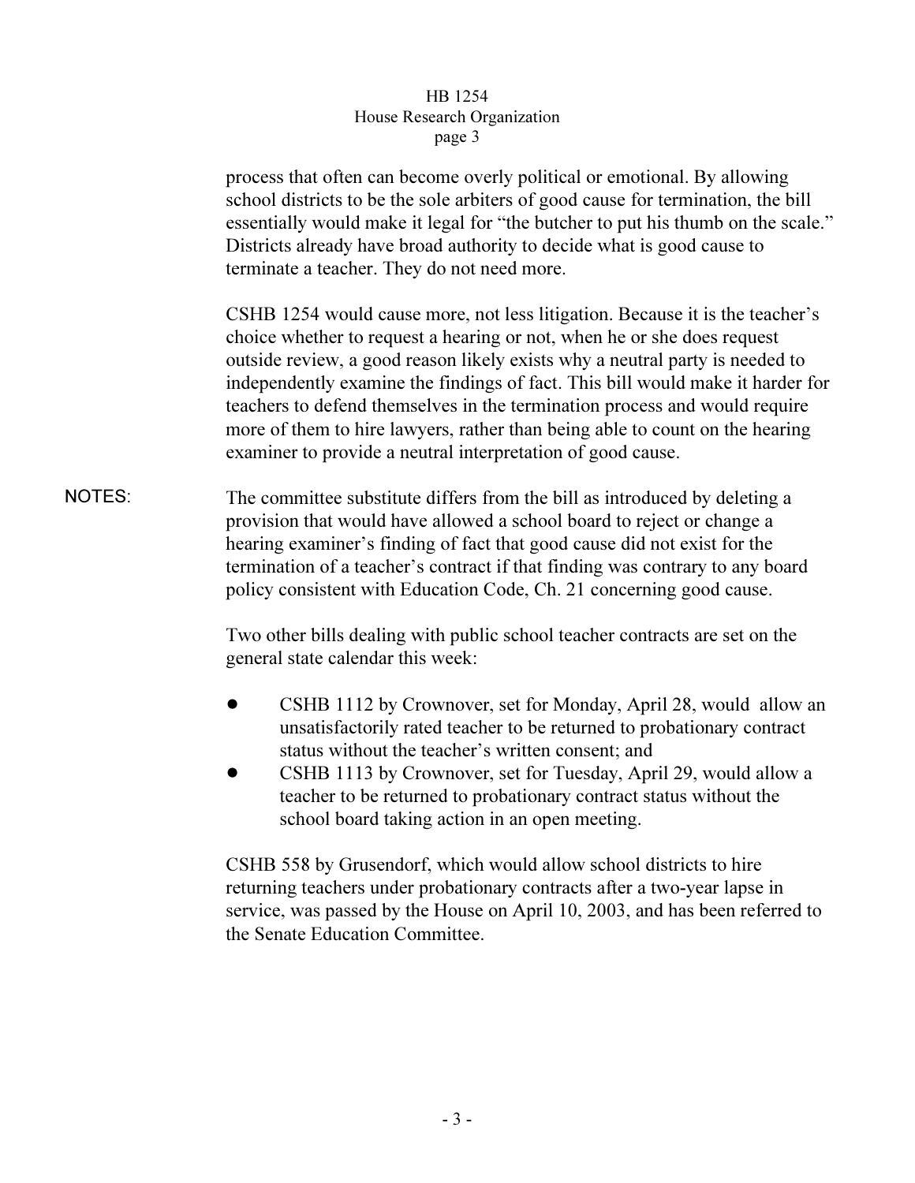process that often can become overly political or emotional. By allowing school districts to be the sole arbiters of good cause for termination, the bill essentially would make it legal for "the butcher to put his thumb on the scale." Districts already have broad authority to decide what is good cause to terminate a teacher. They do not need more.

CSHB 1254 would cause more, not less litigation. Because it is the teacher's choice whether to request a hearing or not, when he or she does request outside review, a good reason likely exists why a neutral party is needed to independently examine the findings of fact. This bill would make it harder for teachers to defend themselves in the termination process and would require more of them to hire lawyers, rather than being able to count on the hearing examiner to provide a neutral interpretation of good cause.

**NOTES:** The committee substitute differs from the bill as introduced by deleting a provision that would have allowed a school board to reject or change a hearing examiner's finding of fact that good cause did not exist for the termination of a teacher's contract if that finding was contrary to any board policy consistent with Education Code, Ch. 21 concerning good cause.

Two other bills dealing with public school teacher contracts are set on the general state calendar this week:

- CSHB 1112 by Crownover, set for Monday, April 28, would allow an unsatisfactorily rated teacher to be returned to probationary contract status without the teacher's written consent; and
- CSHB 1113 by Crownover, set for Tuesday, April 29, would allow a teacher to be returned to probationary contract status without the school board taking action in an open meeting.

CSHB 558 by Grusendorf, which would allow school districts to hire returning teachers under probationary contracts after a two-year lapse in service, was passed by the House on April 10, 2003, and has been referred to the Senate Education Committee.